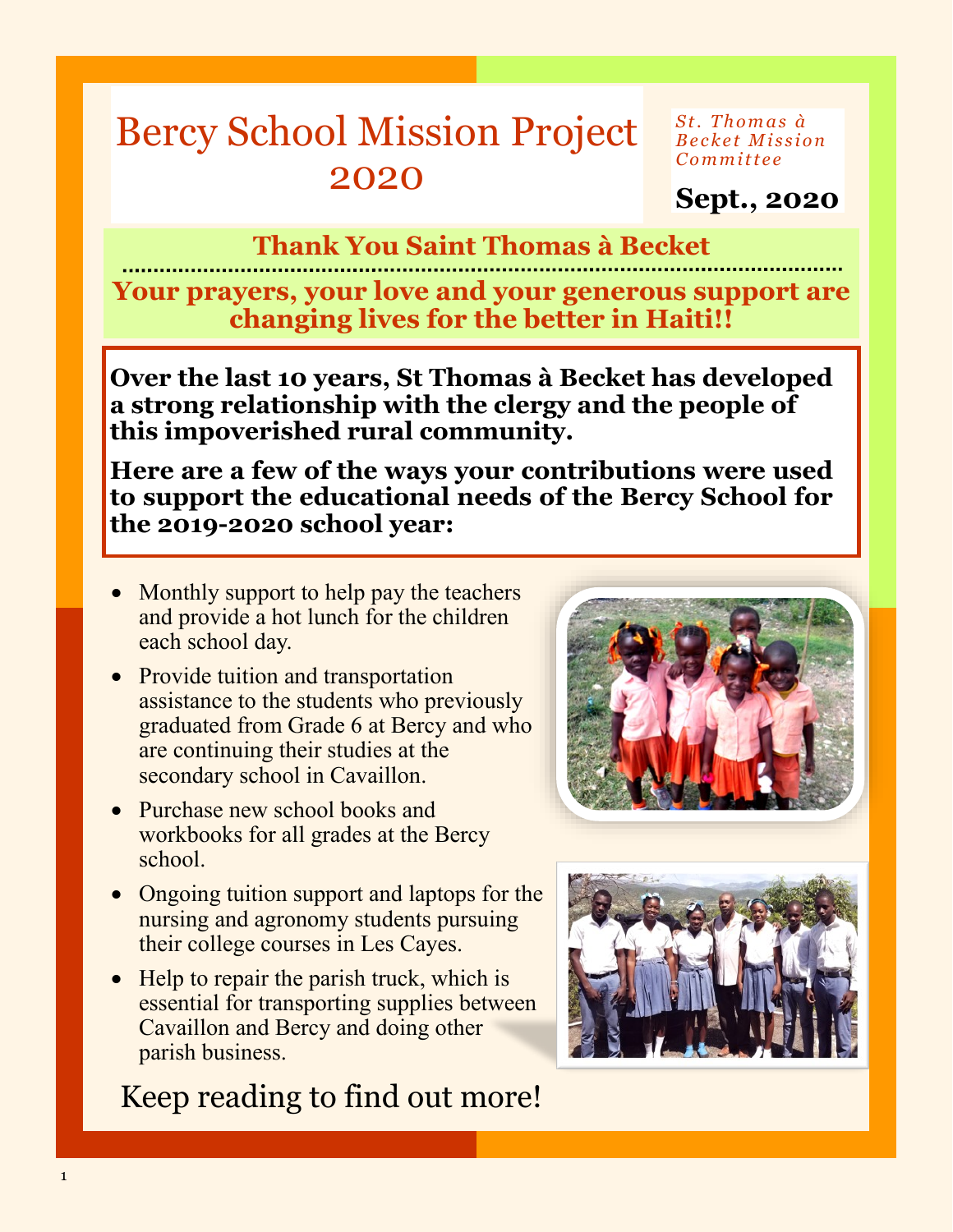# Bercy School Mission Project 2020

*St. Thomas à Becket Mission Committee*

**Sept., 2020**

## Thank You Saint Thomas à Becket

**Your prayers, your love and your generous support are changing lives for the better in Haiti!!**

**Over the last 10 years, St Thomas à Becket has developed a strong relationship with the clergy and the people of this impoverished rural community.**

**Here are a few of the ways your contributions were used to support the educational needs of the Bercy School for the 2019-2020 school year:**

- Monthly support to help pay the teachers and provide a hot lunch for the children each school day.
- Provide tuition and transportation assistance to the students who previously graduated from Grade 6 at Bercy and who are continuing their studies at the secondary school in Cavaillon.
- Purchase new school books and workbooks for all grades at the Bercy school.
- Ongoing tuition support and laptops for the nursing and agronomy students pursuing their college courses in Les Cayes.
- Help to repair the parish truck, which is essential for transporting supplies between Cavaillon and Bercy and doing other parish business.

Keep reading to find out more!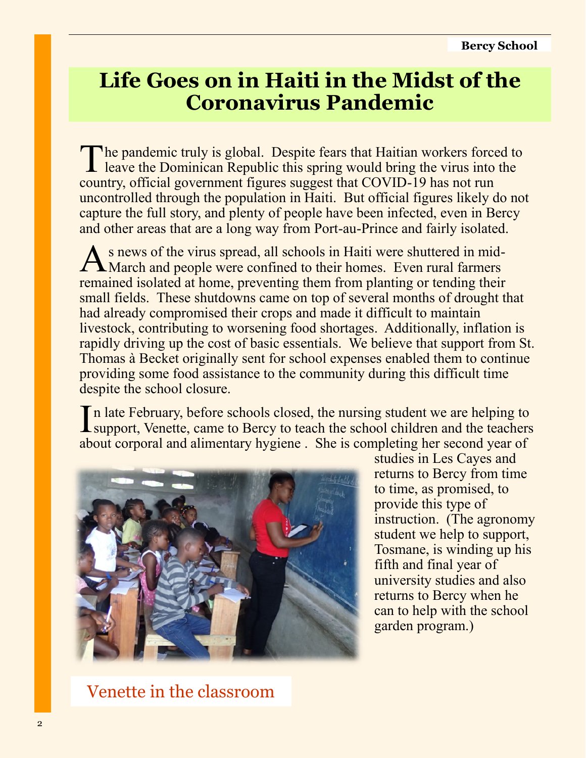# Life Goes on in Haiti in the Midst of the Coronavirus Pandemic

The pandemic truly is global. Despite fears that Haitian workers forced to leave the Dominican Republic this spring would bring the virus into the country, official government figures suggest that COVID-19 has not run uncontrolled through the population in Haiti. But official figures likely do not capture the full story, and plenty of people have been infected, even in Bercy and other areas that are a long way from Port-au-Prince and fairly isolated.

As news of the virus spread, all schools in Haiti were shuttered in mid-March and people were confined to their homes. Even rural farmers remained isolated at home, preventing them from planting or tending their small fields. These shutdowns came on top of several months of drought that had already compromised their crops and made it difficult to maintain livestock, contributing to worsening food shortages. Additionally, inflation is rapidly driving up the cost of basic essentials. We believe that support from St. Thomas à Becket originally sent for school expenses enabled them to continue providing some food assistance to the community during this difficult time despite the school closure.

In late February, before schools closed, the nursing student we are helping to support, Venette, came to Bercy to teach the school children and the teachers about corporal and alimentary hygiene . She is completing her second year of studies in Les Cayes and returns to Bercy from time to time, as promised, to provide this type of instruction. (The agronomy student we help to support, Tosmane, is winding up his fifth and final year of university studies and also returns to Bercy when he can to help with the school garden program.)

Venette in the classroom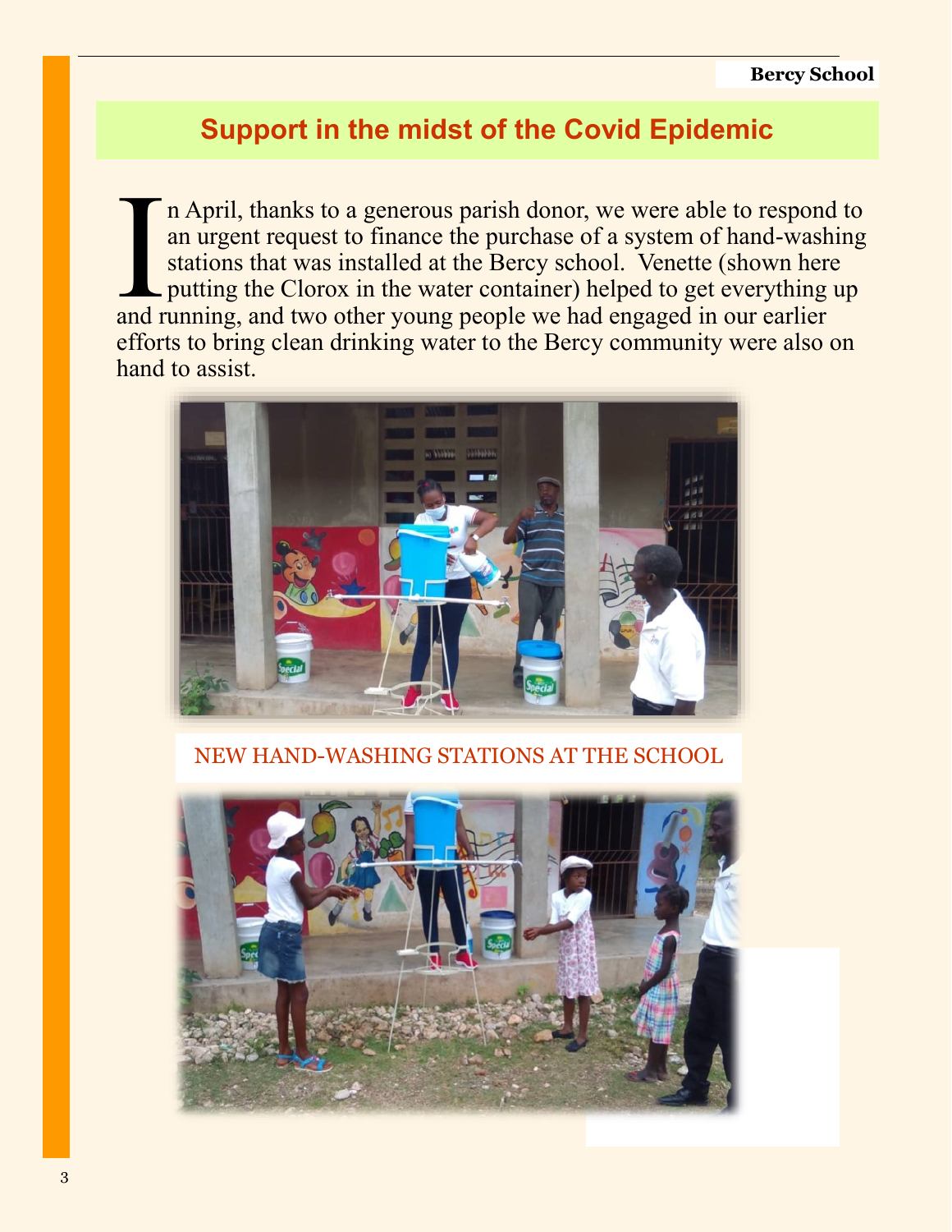## Support in the midst of the Covid Epidemic

In April, thanks to a generous parish donor, we were able to respond to an urgent request to finance the purchase of a system of hand-washing stations that was installed at the Bercy school. Venette (shown here putting the Clorox in the water container) helped to get everything up and running, and two other young people we had engaged in our earlier efforts to bring clean drinking water to the Bercy community were also on hand to assist.

NEW HAND-WASHING STATIONS AT THE SCHOOL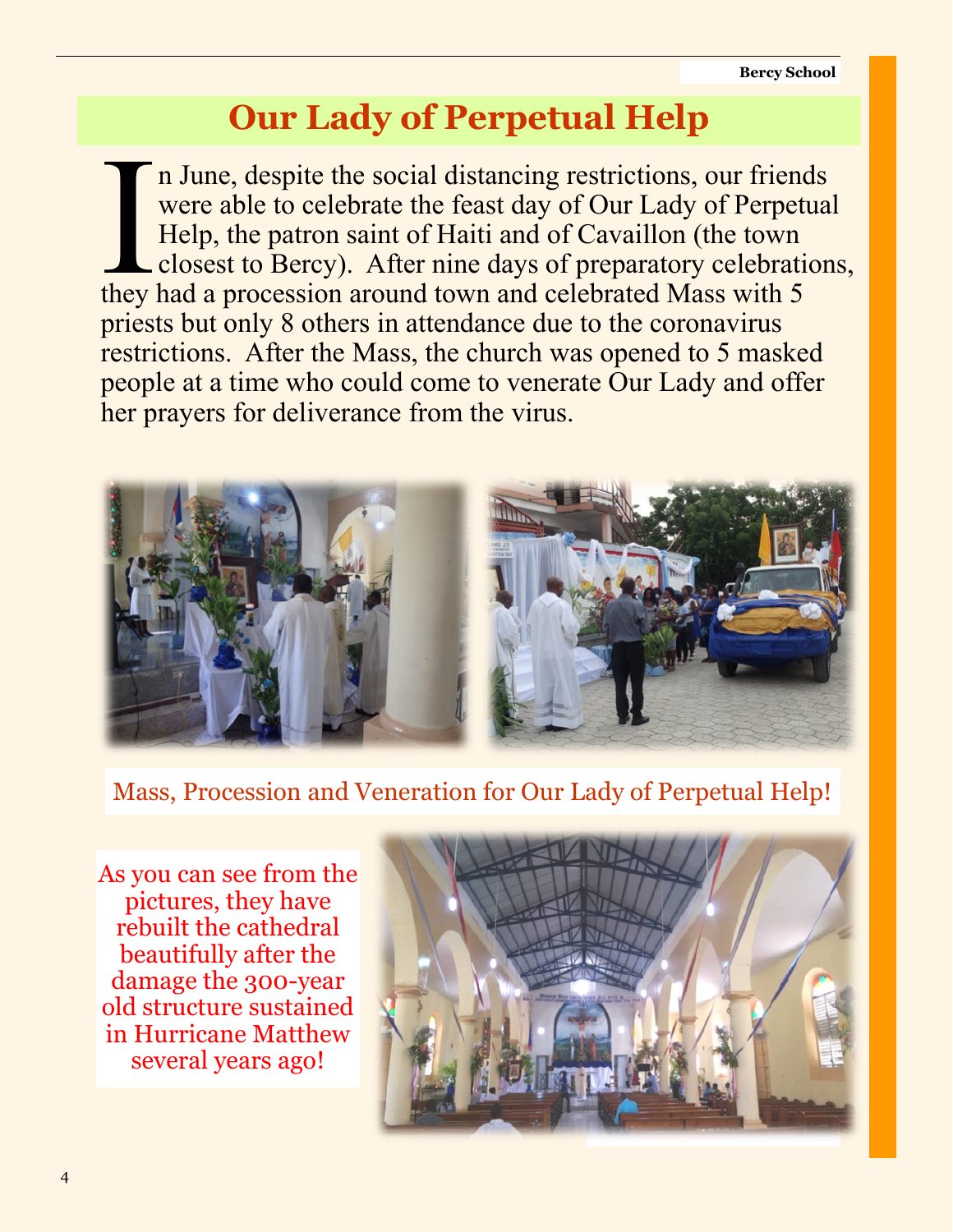# Our Lady of Perpetual Help

In June, despite the social distancing restrictions, our friends were able to celebrate the feast day of Our Lady of Perpetual Help, the patron saint of Haiti and of Cavaillon (the town closest to Bercy). After nine days of preparatory celebrations, they had a procession around town and celebrated Mass with 5 priests but only 8 others in attendance due to the coronavirus restrictions. After the Mass, the church was opened to 5 masked people at a time who could come to venerate Our Lady and offer her prayers for deliverance from the virus.

Mass, Procession and Veneration for Our Lady of Perpetual Help!

As you can see from the pictures, they have rebuilt the cathedral beautifully after the damage the 300-year old structure sustained in Hurricane Matthew several years ago!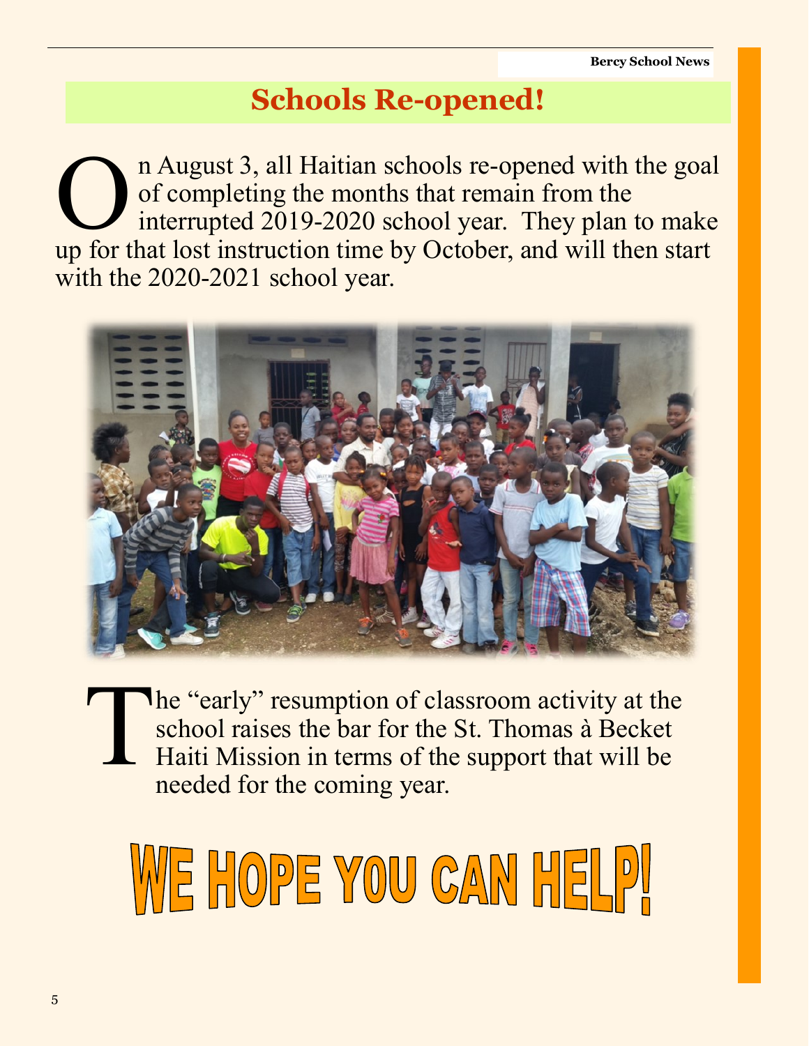# Schools Re-opened!

On August 3, all Haitian schools re-opened with the goal of completing the months that remain from the interrupted 2019-2020 school year. They plan to make up for that lost instruction time by October, and will then start with the 2020-2021 school year.

The "early" resumption of classroom activity at the school raises the bar for the St. Thomas à Becket Haiti Mission in terms of the support that will be needed for the coming year.

**WE HOPE YOU CAN HELP!**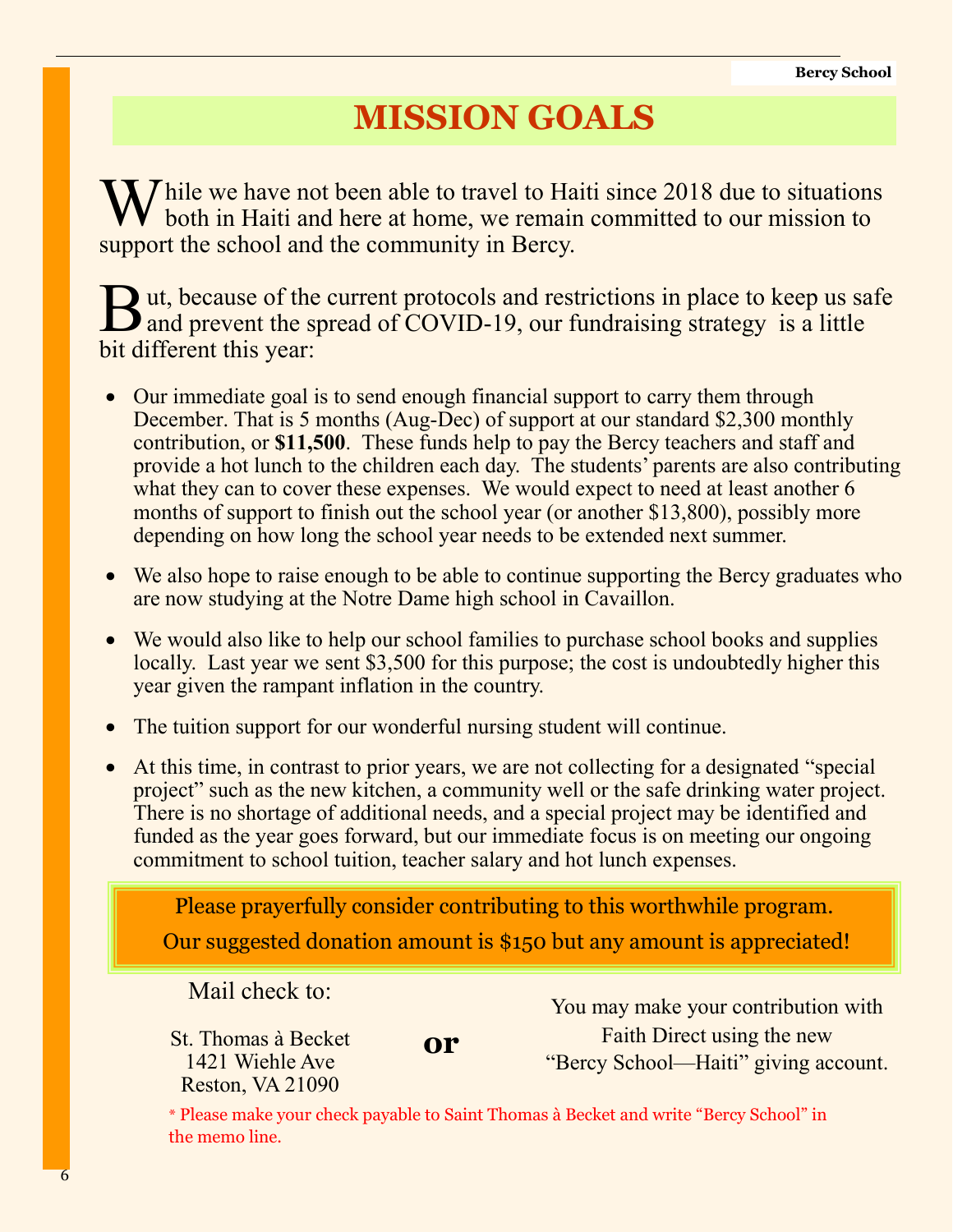# MISSION GOALS

While we have not been able to travel to Haiti since 2018 due to situations both in Haiti and here at home, we remain committed to our mission to support the school and the community in Bercy.

But, because of the current protocols and restrictions in place to keep us safe and prevent the spread of COVID-19, our fundraising strategy is a little bit different this year:

- Our immediate goal is to send enough financial support to carry them through December. That is 5 months (Aug-Dec) of support at our standard $2,300 monthly contribution, or **$11,500**. These funds help to pay the Bercy teachers and staff and provide a hot lunch to the children each day. The students' parents are also contributing what they can to cover these expenses. We would expect to need at least another 6 months of support to finish out the school year (or another $13,800), possibly more depending on how long the school year needs to be extended next summer.
- We also hope to raise enough to be able to continue supporting the Bercy graduates who are now studying at the Notre Dame high school in Cavaillon.
- We would also like to help our school families to purchase school books and supplies locally. Last year we sent $3,500 for this purpose; the cost is undoubtedly higher this year given the rampant inflation in the country.
- The tuition support for our wonderful nursing student will continue.
- At this time, in contrast to prior years, we are not collecting for a designated "special project" such as the new kitchen, a community well or the safe drinking water project. There is no shortage of additional needs, and a special project may be identified and funded as the year goes forward, but our immediate focus is on meeting our ongoing commitment to school tuition, teacher salary and hot lunch expenses.

Please prayerfully consider contributing to this worthwhile program.
Our suggested donation amount is $150 but any amount is appreciated!

Mail check to:

St. Thomas à Becket
1421 Wiehle Ave
Reston, VA 21090

**or**

You may make your contribution with Faith Direct using the new "Bercy School—Haiti" giving account.

\* Please make your check payable to Saint Thomas à Becket and write "Bercy School" in the memo line.